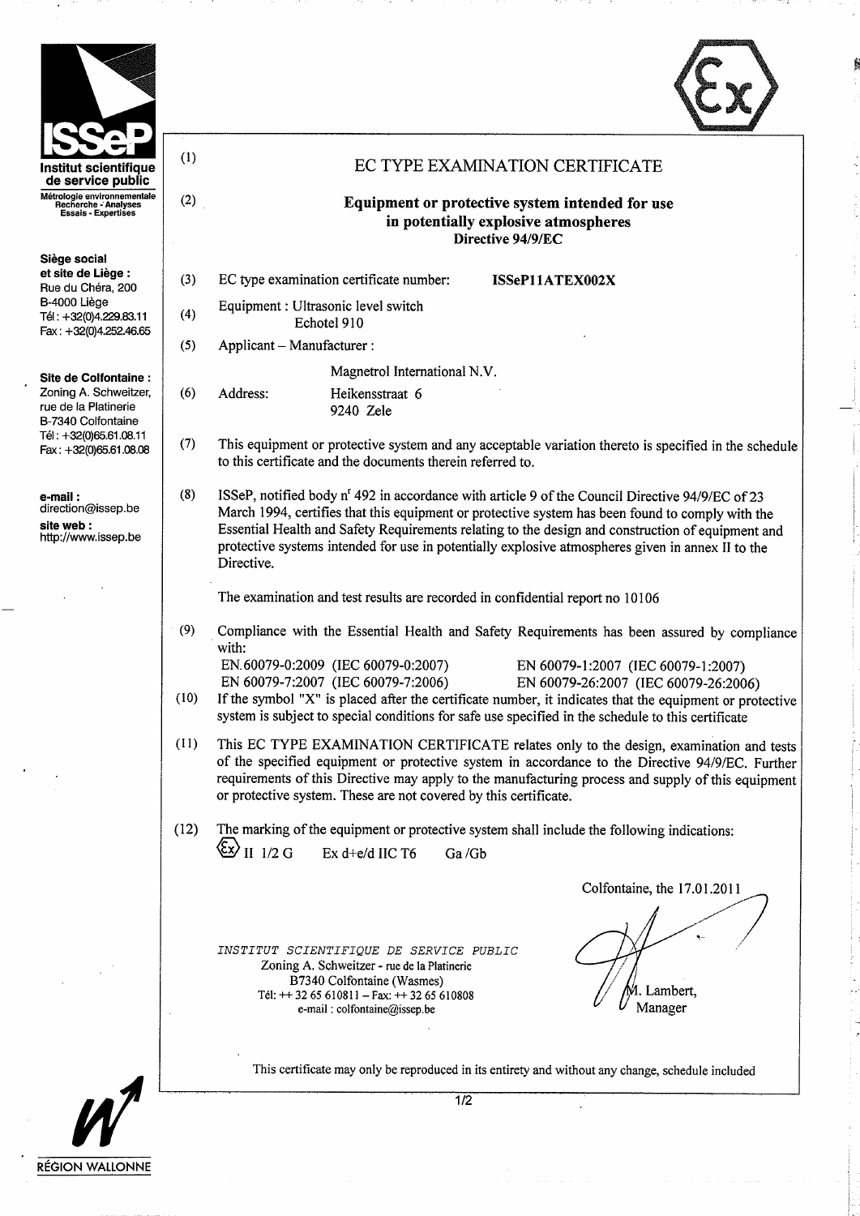**ISSeP**
**Institut scientifique de service public**
Métrologie environnementale
Recherche - Analyses
Essais - Expertises

**Siège social et site de Liège :**
Rue du Chéra, 200
B-4000 Liège
Tél : +32(0)4.229.83.11
Fax : +32(0)4.252.46.65

**Site de Colfontaine :**
Zoning A. Schweitzer,
rue de la Platinerie
B-7340 Colfontaine
Tél : +32(0)65.61.08.11
Fax : +32(0)65.61.08.08

**e-mail :**
direction@issep.be
**site web :**
http://www.issep.be

(1) # EC TYPE EXAMINATION CERTIFICATE

(2) ## Equipment or protective system intended for use in potentially explosive atmospheres
**Directive 94/9/EC**

(3) EC type examination certificate number: **ISSeP11ATEX002X**

(4) Equipment : Ultrasonic level switch
Echotel 910

(5) Applicant – Manufacturer :
Magnetrol International N.V.

(6) Address: Heikensstraat 6
9240 Zele

(7) This equipment or protective system and any acceptable variation thereto is specified in the schedule to this certificate and the documents therein referred to.

(8) ISSeP, notified body n[r] 492 in accordance with article 9 of the Council Directive 94/9/EC of 23 March 1994, certifies that this equipment or protective system has been found to comply with the Essential Health and Safety Requirements relating to the design and construction of equipment and protective systems intended for use in potentially explosive atmospheres given in annex II to the Directive.

The examination and test results are recorded in confidential report no 10106

(9) Compliance with the Essential Health and Safety Requirements has been assured by compliance with:

EN.60079-0:2009 (IEC 60079-0:2007)
EN 60079-1:2007 (IEC 60079-1:2007)
EN 60079-7:2007 (IEC 60079-7:2006)
EN 60079-26:2007 (IEC 60079-26:2006)

(10) If the symbol "X" is placed after the certificate number, it indicates that the equipment or protective system is subject to special conditions for safe use specified in the schedule to this certificate

(11) This EC TYPE EXAMINATION CERTIFICATE relates only to the design, examination and tests of the specified equipment or protective system in accordance to the Directive 94/9/EC. Further requirements of this Directive may apply to the manufacturing process and supply of this equipment or protective system. These are not covered by this certificate.

(12) The marking of the equipment or protective system shall include the following indications:

Ex II 1/2 G Ex d+e/d IIC T6 Ga /Gb

Colfontaine, the 17.01.2011

*INSTITUT SCIENTIFIQUE DE SERVICE PUBLIC*
Zoning A. Schweitzer - rue de la Platinerie
B7340 Colfontaine (Wasmes)
Tél: ++ 32 65 610811 – Fax: ++ 32 65 610808
e-mail : colfontaine@issep.be

M. Lambert,
Manager

This certificate may only be reproduced in its entirety and without any change, schedule included

RÉGION WALLONNE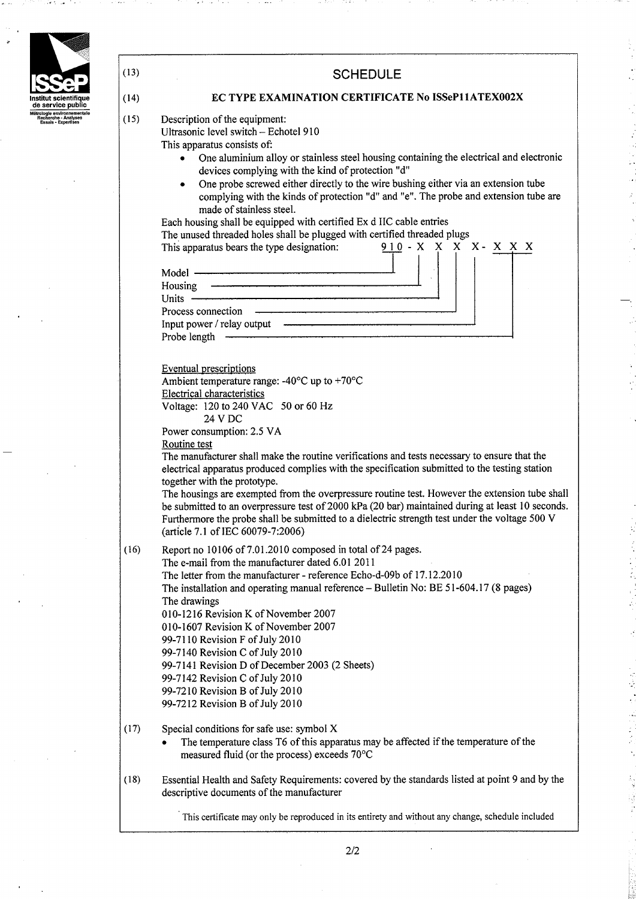Institut scientifique de service public

Métrologie environnementale
Recherche - Analyses
Essais - Expertises

(13)

## SCHEDULE

(14)

### EC TYPE EXAMINATION CERTIFICATE No ISSeP11ATEX002X

(15) Description of the equipment:

Ultrasonic level switch – Echotel 910

This apparatus consists of:

- One aluminium alloy or stainless steel housing containing the electrical and electronic devices complying with the kind of protection "d"
- One probe screwed either directly to the wire bushing either via an extension tube complying with the kinds of protection "d" and "e". The probe and extension tube are made of stainless steel.

Each housing shall be equipped with certified Ex d IIC cable entries

The unused threaded holes shall be plugged with certified threaded plugs

This apparatus bears the type designation: 910 - X X X X - X X X

- Model
- Housing
- Units
- Process connection
- Input power / relay output
- Probe length

Eventual prescriptions

Ambient temperature range: -40°C up to +70°C

Electrical characteristics

Voltage: 120 to 240 VAC 50 or 60 Hz
24 V DC

Power consumption: 2.5 VA

Routine test

The manufacturer shall make the routine verifications and tests necessary to ensure that the electrical apparatus produced complies with the specification submitted to the testing station together with the prototype.

The housings are exempted from the overpressure routine test. However the extension tube shall be submitted to an overpressure test of 2000 kPa (20 bar) maintained during at least 10 seconds. Furthermore the probe shall be submitted to a dielectric strength test under the voltage 500 V (article 7.1 of IEC 60079-7:2006)

(16) Report no 10106 of 7.01.2010 composed in total of 24 pages.

The e-mail from the manufacturer dated 6.01 2011

The letter from the manufacturer - reference Echo-d-09b of 17.12.2010

The installation and operating manual reference – Bulletin No: BE 51-604.17 (8 pages)

The drawings

010-1216 Revision K of November 2007

010-1607 Revision K of November 2007

99-7110 Revision F of July 2010

99-7140 Revision C of July 2010

99-7141 Revision D of December 2003 (2 Sheets)

99-7142 Revision C of July 2010

99-7210 Revision B of July 2010

99-7212 Revision B of July 2010

(17) Special conditions for safe use: symbol X

- The temperature class T6 of this apparatus may be affected if the temperature of the measured fluid (or the process) exceeds 70°C

(18) Essential Health and Safety Requirements: covered by the standards listed at point 9 and by the descriptive documents of the manufacturer

This certificate may only be reproduced in its entirety and without any change, schedule included